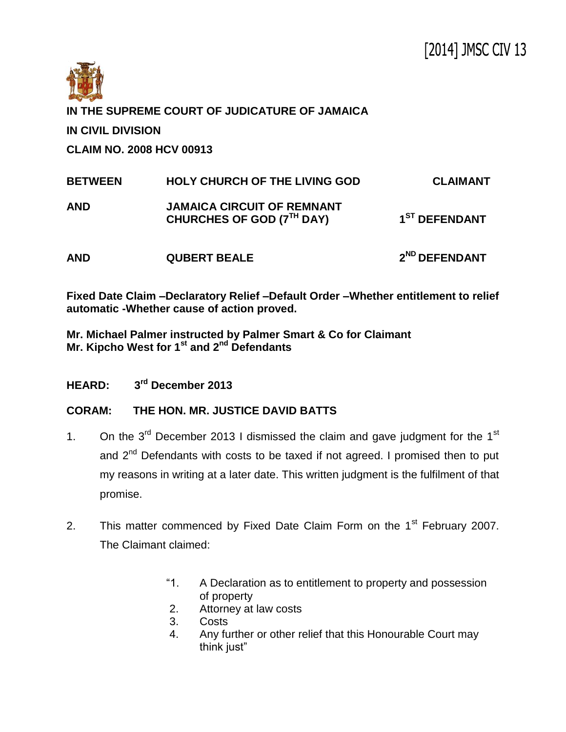[2014] JMSC CIV 13

**IN THE SUPREME COURT OF JUDICATURE OF JAMAICA**

**IN CIVIL DIVISION**

**CLAIM NO. 2008 HCV 00913**

| | | |
|---|---|---|
| **BETWEEN** | **HOLY CHURCH OF THE LIVING GOD** | **CLAIMANT** |
| **AND** | **JAMAICA CIRCUIT OF REMNANT CHURCHES OF GOD (7TH DAY)** | **1ST DEFENDANT** |
| **AND** | **QUBERT BEALE** | **2ND DEFENDANT** |

**Fixed Date Claim –Declaratory Relief –Default Order –Whether entitlement to relief automatic -Whether cause of action proved.**

**Mr. Michael Palmer instructed by Palmer Smart & Co for Claimant**
**Mr. Kipcho West for 1st and 2nd Defendants**

**HEARD: 3rd December 2013**

**CORAM: THE HON. MR. JUSTICE DAVID BATTS**

1. On the 3rd December 2013 I dismissed the claim and gave judgment for the 1st and 2nd Defendants with costs to be taxed if not agreed. I promised then to put my reasons in writing at a later date. This written judgment is the fulfilment of that promise.

2. This matter commenced by Fixed Date Claim Form on the 1st February 2007. The Claimant claimed:

   > "1. A Declaration as to entitlement to property and possession of property
   > 2. Attorney at law costs
   > 3. Costs
   > 4. Any further or other relief that this Honourable Court may think just"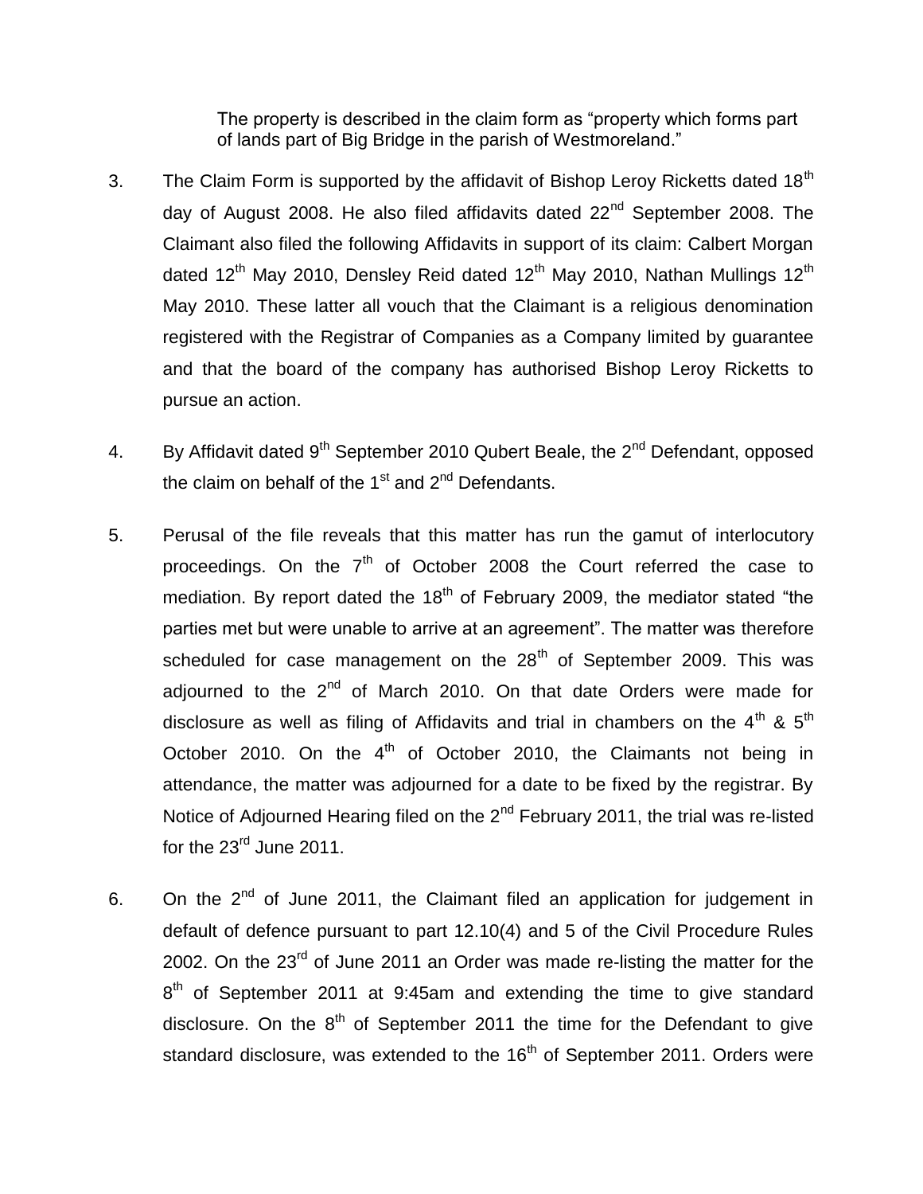The property is described in the claim form as "property which forms part of lands part of Big Bridge in the parish of Westmoreland."

3. The Claim Form is supported by the affidavit of Bishop Leroy Ricketts dated 18th day of August 2008. He also filed affidavits dated 22nd September 2008. The Claimant also filed the following Affidavits in support of its claim: Calbert Morgan dated 12th May 2010, Densley Reid dated 12th May 2010, Nathan Mullings 12th May 2010. These latter all vouch that the Claimant is a religious denomination registered with the Registrar of Companies as a Company limited by guarantee and that the board of the company has authorised Bishop Leroy Ricketts to pursue an action.

4. By Affidavit dated 9th September 2010 Qubert Beale, the 2nd Defendant, opposed the claim on behalf of the 1st and 2nd Defendants.

5. Perusal of the file reveals that this matter has run the gamut of interlocutory proceedings. On the 7th of October 2008 the Court referred the case to mediation. By report dated the 18th of February 2009, the mediator stated "the parties met but were unable to arrive at an agreement". The matter was therefore scheduled for case management on the 28th of September 2009. This was adjourned to the 2nd of March 2010. On that date Orders were made for disclosure as well as filing of Affidavits and trial in chambers on the 4th & 5th October 2010. On the 4th of October 2010, the Claimants not being in attendance, the matter was adjourned for a date to be fixed by the registrar. By Notice of Adjourned Hearing filed on the 2nd February 2011, the trial was re-listed for the 23rd June 2011.

6. On the 2nd of June 2011, the Claimant filed an application for judgement in default of defence pursuant to part 12.10(4) and 5 of the Civil Procedure Rules 2002. On the 23rd of June 2011 an Order was made re-listing the matter for the 8th of September 2011 at 9:45am and extending the time to give standard disclosure. On the 8th of September 2011 the time for the Defendant to give standard disclosure, was extended to the 16th of September 2011. Orders were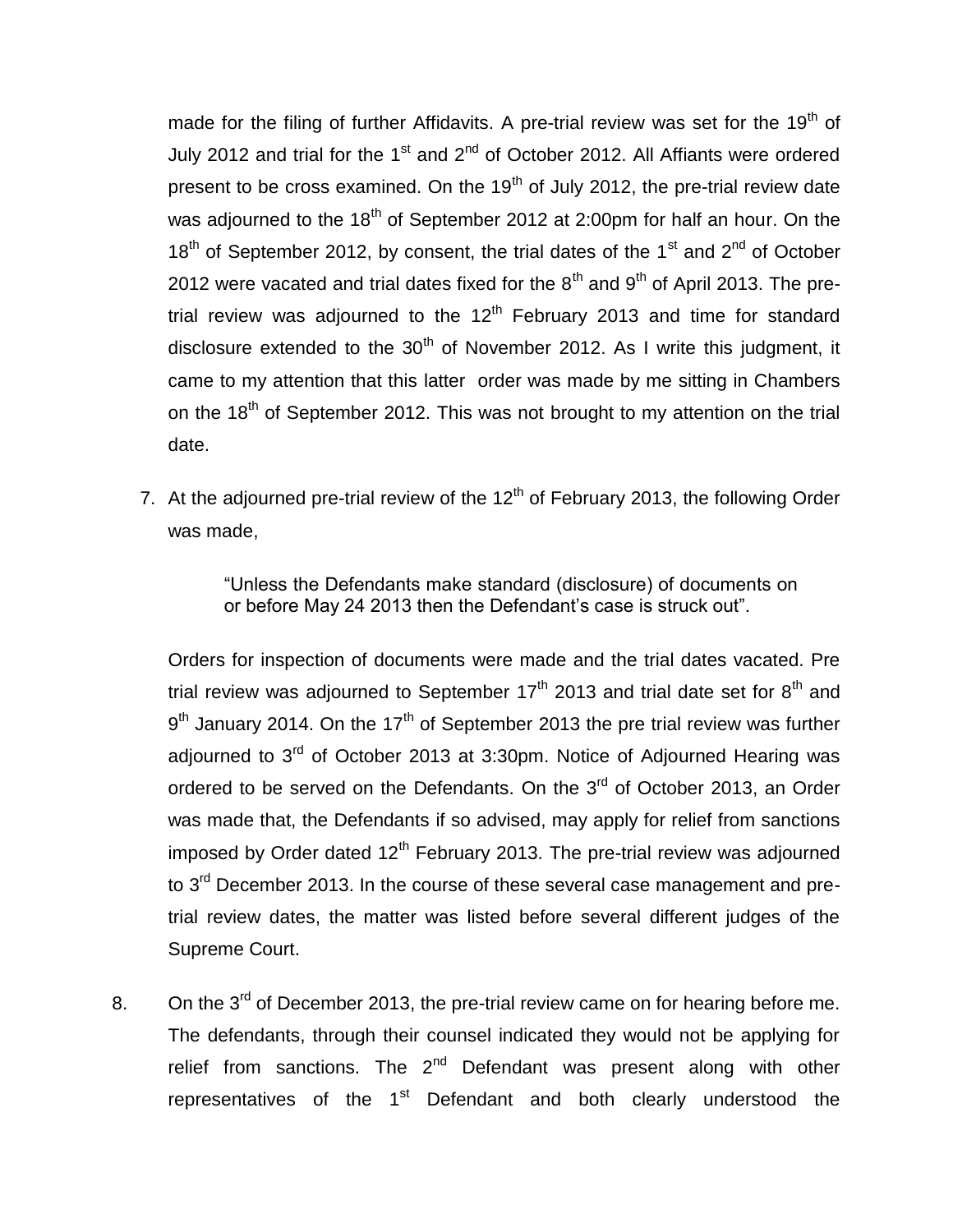made for the filing of further Affidavits. A pre-trial review was set for the 19th of July 2012 and trial for the 1st and 2nd of October 2012. All Affiants were ordered present to be cross examined. On the 19th of July 2012, the pre-trial review date was adjourned to the 18th of September 2012 at 2:00pm for half an hour. On the 18th of September 2012, by consent, the trial dates of the 1st and 2nd of October 2012 were vacated and trial dates fixed for the 8th and 9th of April 2013. The pre-trial review was adjourned to the 12th February 2013 and time for standard disclosure extended to the 30th of November 2012. As I write this judgment, it came to my attention that this latter order was made by me sitting in Chambers on the 18th of September 2012. This was not brought to my attention on the trial date.

7. At the adjourned pre-trial review of the 12th of February 2013, the following Order was made,

   > "Unless the Defendants make standard (disclosure) of documents on or before May 24 2013 then the Defendant's case is struck out".

   Orders for inspection of documents were made and the trial dates vacated. Pre trial review was adjourned to September 17th 2013 and trial date set for 8th and 9th January 2014. On the 17th of September 2013 the pre trial review was further adjourned to 3rd of October 2013 at 3:30pm. Notice of Adjourned Hearing was ordered to be served on the Defendants. On the 3rd of October 2013, an Order was made that, the Defendants if so advised, may apply for relief from sanctions imposed by Order dated 12th February 2013. The pre-trial review was adjourned to 3rd December 2013. In the course of these several case management and pre-trial review dates, the matter was listed before several different judges of the Supreme Court.

8. On the 3rd of December 2013, the pre-trial review came on for hearing before me. The defendants, through their counsel indicated they would not be applying for relief from sanctions. The 2nd Defendant was present along with other representatives of the 1st Defendant and both clearly understood the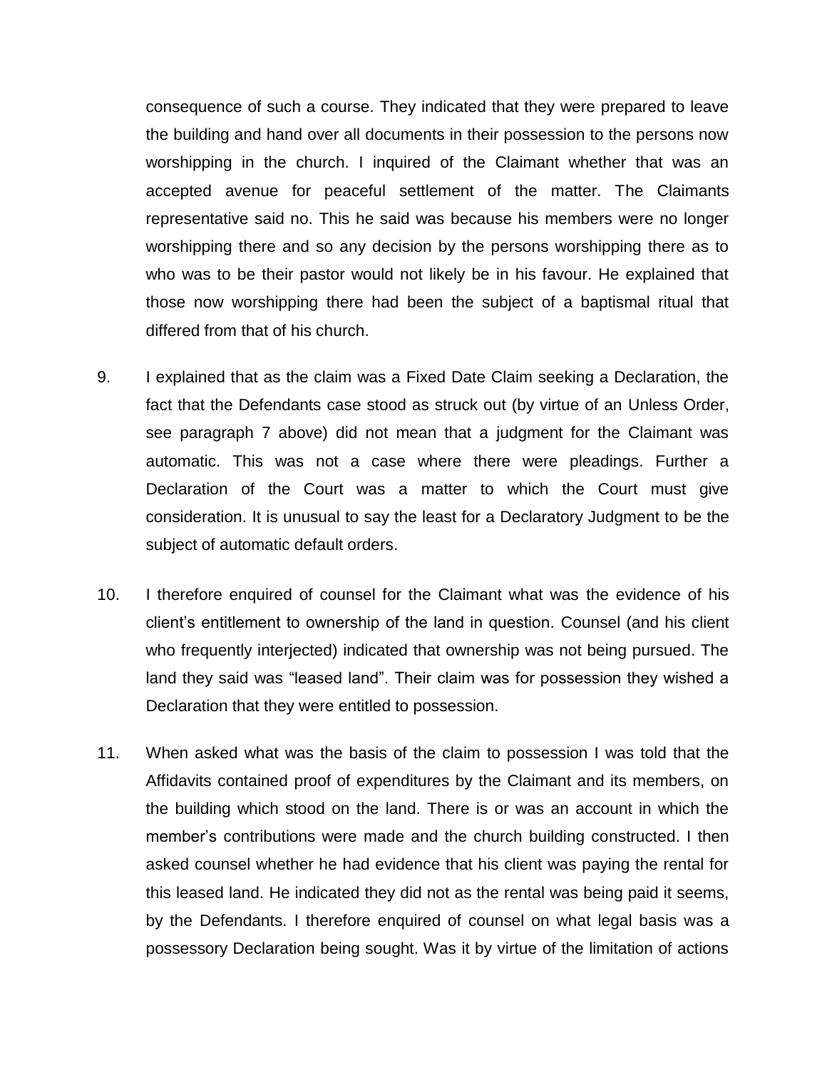consequence of such a course. They indicated that they were prepared to leave the building and hand over all documents in their possession to the persons now worshipping in the church. I inquired of the Claimant whether that was an accepted avenue for peaceful settlement of the matter. The Claimants representative said no. This he said was because his members were no longer worshipping there and so any decision by the persons worshipping there as to who was to be their pastor would not likely be in his favour. He explained that those now worshipping there had been the subject of a baptismal ritual that differed from that of his church.

9. I explained that as the claim was a Fixed Date Claim seeking a Declaration, the fact that the Defendants case stood as struck out (by virtue of an Unless Order, see paragraph 7 above) did not mean that a judgment for the Claimant was automatic. This was not a case where there were pleadings. Further a Declaration of the Court was a matter to which the Court must give consideration. It is unusual to say the least for a Declaratory Judgment to be the subject of automatic default orders.

10. I therefore enquired of counsel for the Claimant what was the evidence of his client's entitlement to ownership of the land in question. Counsel (and his client who frequently interjected) indicated that ownership was not being pursued. The land they said was "leased land". Their claim was for possession they wished a Declaration that they were entitled to possession.

11. When asked what was the basis of the claim to possession I was told that the Affidavits contained proof of expenditures by the Claimant and its members, on the building which stood on the land. There is or was an account in which the member's contributions were made and the church building constructed. I then asked counsel whether he had evidence that his client was paying the rental for this leased land. He indicated they did not as the rental was being paid it seems, by the Defendants. I therefore enquired of counsel on what legal basis was a possessory Declaration being sought. Was it by virtue of the limitation of actions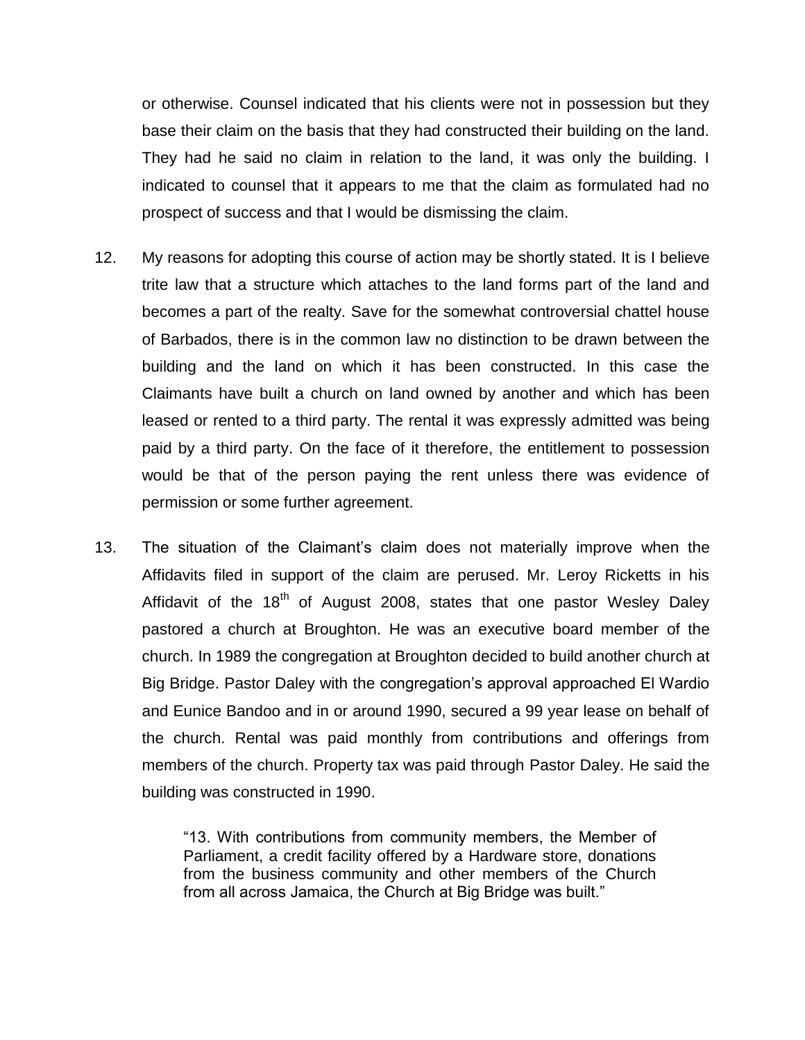or otherwise. Counsel indicated that his clients were not in possession but they base their claim on the basis that they had constructed their building on the land. They had he said no claim in relation to the land, it was only the building. I indicated to counsel that it appears to me that the claim as formulated had no prospect of success and that I would be dismissing the claim.

12. My reasons for adopting this course of action may be shortly stated. It is I believe trite law that a structure which attaches to the land forms part of the land and becomes a part of the realty. Save for the somewhat controversial chattel house of Barbados, there is in the common law no distinction to be drawn between the building and the land on which it has been constructed. In this case the Claimants have built a church on land owned by another and which has been leased or rented to a third party. The rental it was expressly admitted was being paid by a third party. On the face of it therefore, the entitlement to possession would be that of the person paying the rent unless there was evidence of permission or some further agreement.

13. The situation of the Claimant's claim does not materially improve when the Affidavits filed in support of the claim are perused. Mr. Leroy Ricketts in his Affidavit of the 18th of August 2008, states that one pastor Wesley Daley pastored a church at Broughton. He was an executive board member of the church. In 1989 the congregation at Broughton decided to build another church at Big Bridge. Pastor Daley with the congregation's approval approached El Wardio and Eunice Bandoo and in or around 1990, secured a 99 year lease on behalf of the church. Rental was paid monthly from contributions and offerings from members of the church. Property tax was paid through Pastor Daley. He said the building was constructed in 1990.

> "13. With contributions from community members, the Member of Parliament, a credit facility offered by a Hardware store, donations from the business community and other members of the Church from all across Jamaica, the Church at Big Bridge was built."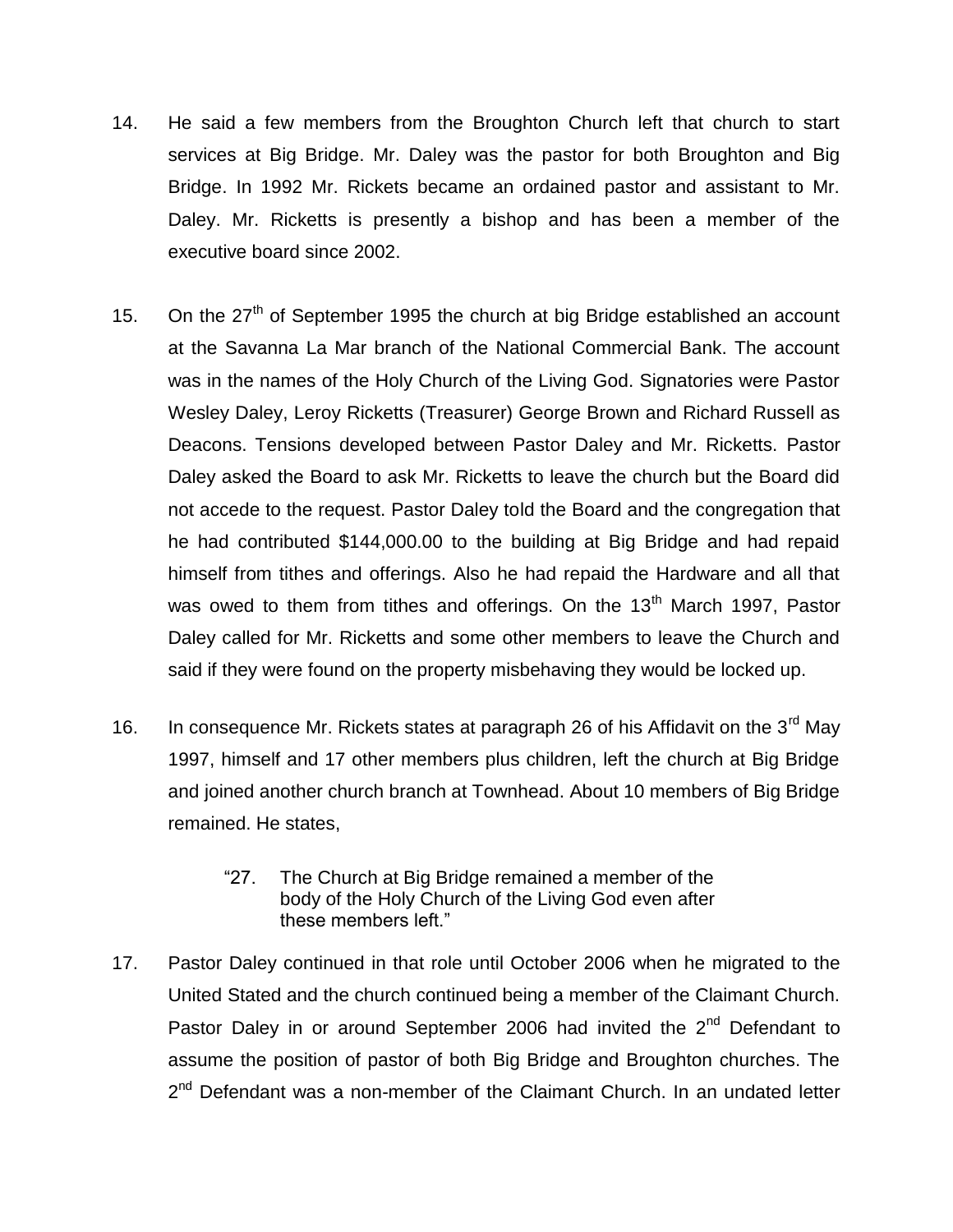14. He said a few members from the Broughton Church left that church to start services at Big Bridge. Mr. Daley was the pastor for both Broughton and Big Bridge. In 1992 Mr. Rickets became an ordained pastor and assistant to Mr. Daley. Mr. Ricketts is presently a bishop and has been a member of the executive board since 2002.

15. On the 27th of September 1995 the church at big Bridge established an account at the Savanna La Mar branch of the National Commercial Bank. The account was in the names of the Holy Church of the Living God. Signatories were Pastor Wesley Daley, Leroy Ricketts (Treasurer) George Brown and Richard Russell as Deacons. Tensions developed between Pastor Daley and Mr. Ricketts. Pastor Daley asked the Board to ask Mr. Ricketts to leave the church but the Board did not accede to the request. Pastor Daley told the Board and the congregation that he had contributed $144,000.00 to the building at Big Bridge and had repaid himself from tithes and offerings. Also he had repaid the Hardware and all that was owed to them from tithes and offerings. On the 13th March 1997, Pastor Daley called for Mr. Ricketts and some other members to leave the Church and said if they were found on the property misbehaving they would be locked up.

16. In consequence Mr. Rickets states at paragraph 26 of his Affidavit on the 3rd May 1997, himself and 17 other members plus children, left the church at Big Bridge and joined another church branch at Townhead. About 10 members of Big Bridge remained. He states,

> "27. The Church at Big Bridge remained a member of the body of the Holy Church of the Living God even after these members left."

17. Pastor Daley continued in that role until October 2006 when he migrated to the United Stated and the church continued being a member of the Claimant Church. Pastor Daley in or around September 2006 had invited the 2nd Defendant to assume the position of pastor of both Big Bridge and Broughton churches. The 2nd Defendant was a non-member of the Claimant Church. In an undated letter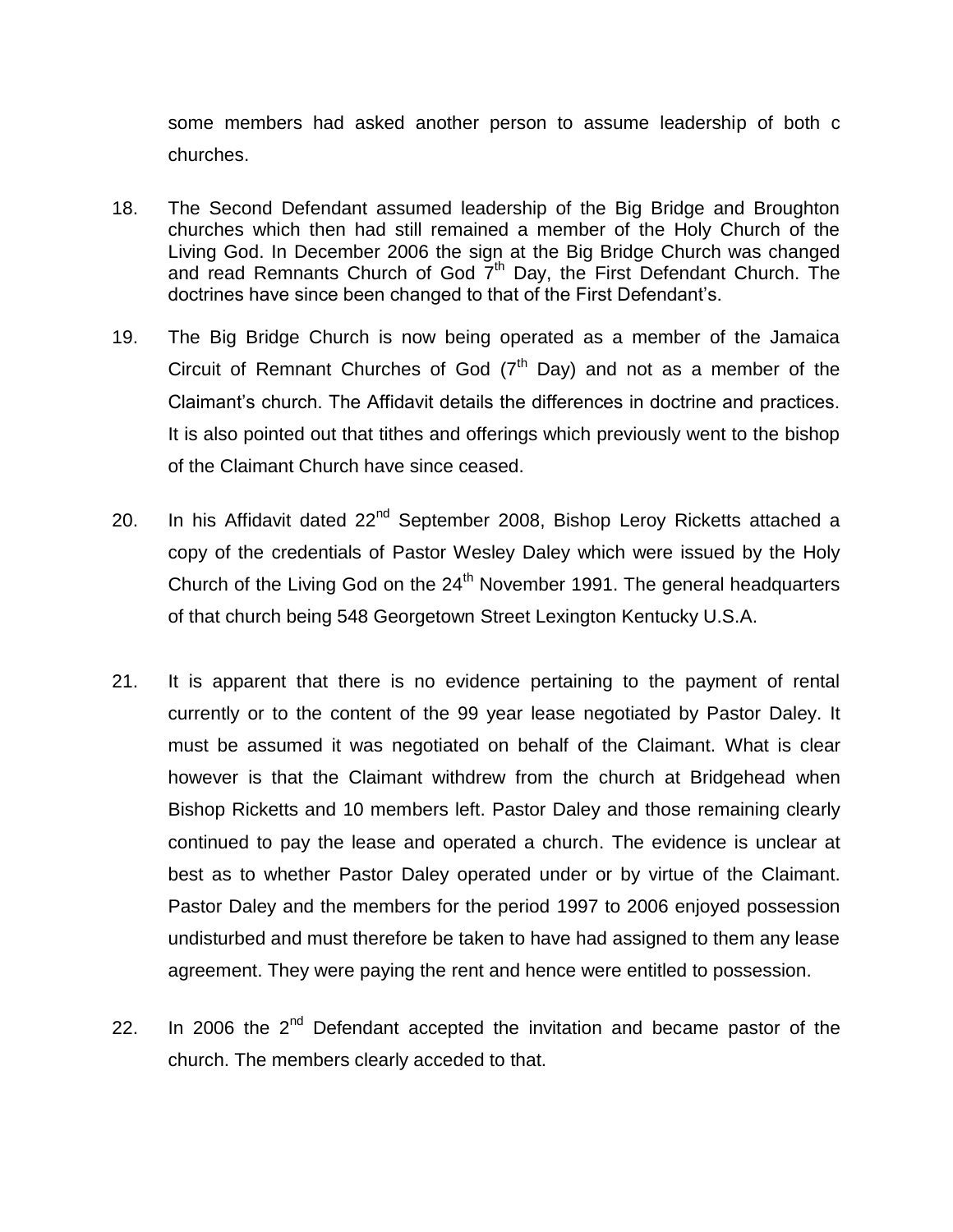some members had asked another person to assume leadership of both c churches.

18. The Second Defendant assumed leadership of the Big Bridge and Broughton churches which then had still remained a member of the Holy Church of the Living God. In December 2006 the sign at the Big Bridge Church was changed and read Remnants Church of God 7th Day, the First Defendant Church. The doctrines have since been changed to that of the First Defendant's.

19. The Big Bridge Church is now being operated as a member of the Jamaica Circuit of Remnant Churches of God (7th Day) and not as a member of the Claimant's church. The Affidavit details the differences in doctrine and practices. It is also pointed out that tithes and offerings which previously went to the bishop of the Claimant Church have since ceased.

20. In his Affidavit dated 22nd September 2008, Bishop Leroy Ricketts attached a copy of the credentials of Pastor Wesley Daley which were issued by the Holy Church of the Living God on the 24th November 1991. The general headquarters of that church being 548 Georgetown Street Lexington Kentucky U.S.A.

21. It is apparent that there is no evidence pertaining to the payment of rental currently or to the content of the 99 year lease negotiated by Pastor Daley. It must be assumed it was negotiated on behalf of the Claimant. What is clear however is that the Claimant withdrew from the church at Bridgehead when Bishop Ricketts and 10 members left. Pastor Daley and those remaining clearly continued to pay the lease and operated a church. The evidence is unclear at best as to whether Pastor Daley operated under or by virtue of the Claimant. Pastor Daley and the members for the period 1997 to 2006 enjoyed possession undisturbed and must therefore be taken to have had assigned to them any lease agreement. They were paying the rent and hence were entitled to possession.

22. In 2006 the 2nd Defendant accepted the invitation and became pastor of the church. The members clearly acceded to that.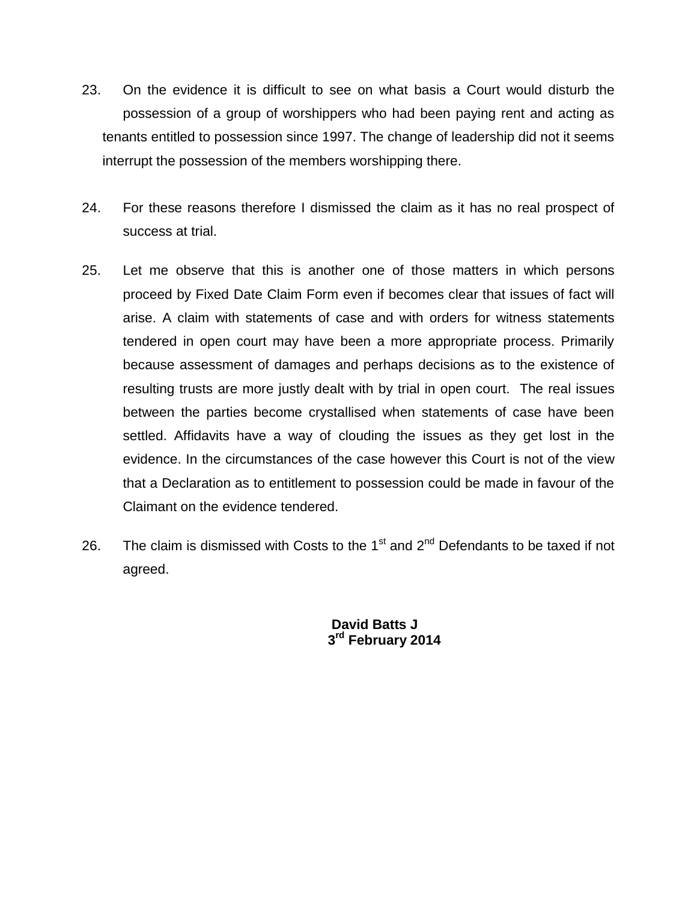23. On the evidence it is difficult to see on what basis a Court would disturb the possession of a group of worshippers who had been paying rent and acting as tenants entitled to possession since 1997. The change of leadership did not it seems interrupt the possession of the members worshipping there.

24. For these reasons therefore I dismissed the claim as it has no real prospect of success at trial.

25. Let me observe that this is another one of those matters in which persons proceed by Fixed Date Claim Form even if becomes clear that issues of fact will arise. A claim with statements of case and with orders for witness statements tendered in open court may have been a more appropriate process. Primarily because assessment of damages and perhaps decisions as to the existence of resulting trusts are more justly dealt with by trial in open court. The real issues between the parties become crystallised when statements of case have been settled. Affidavits have a way of clouding the issues as they get lost in the evidence. In the circumstances of the case however this Court is not of the view that a Declaration as to entitlement to possession could be made in favour of the Claimant on the evidence tendered.

26. The claim is dismissed with Costs to the 1st and 2nd Defendants to be taxed if not agreed.

**David Batts J**
**3rd February 2014**